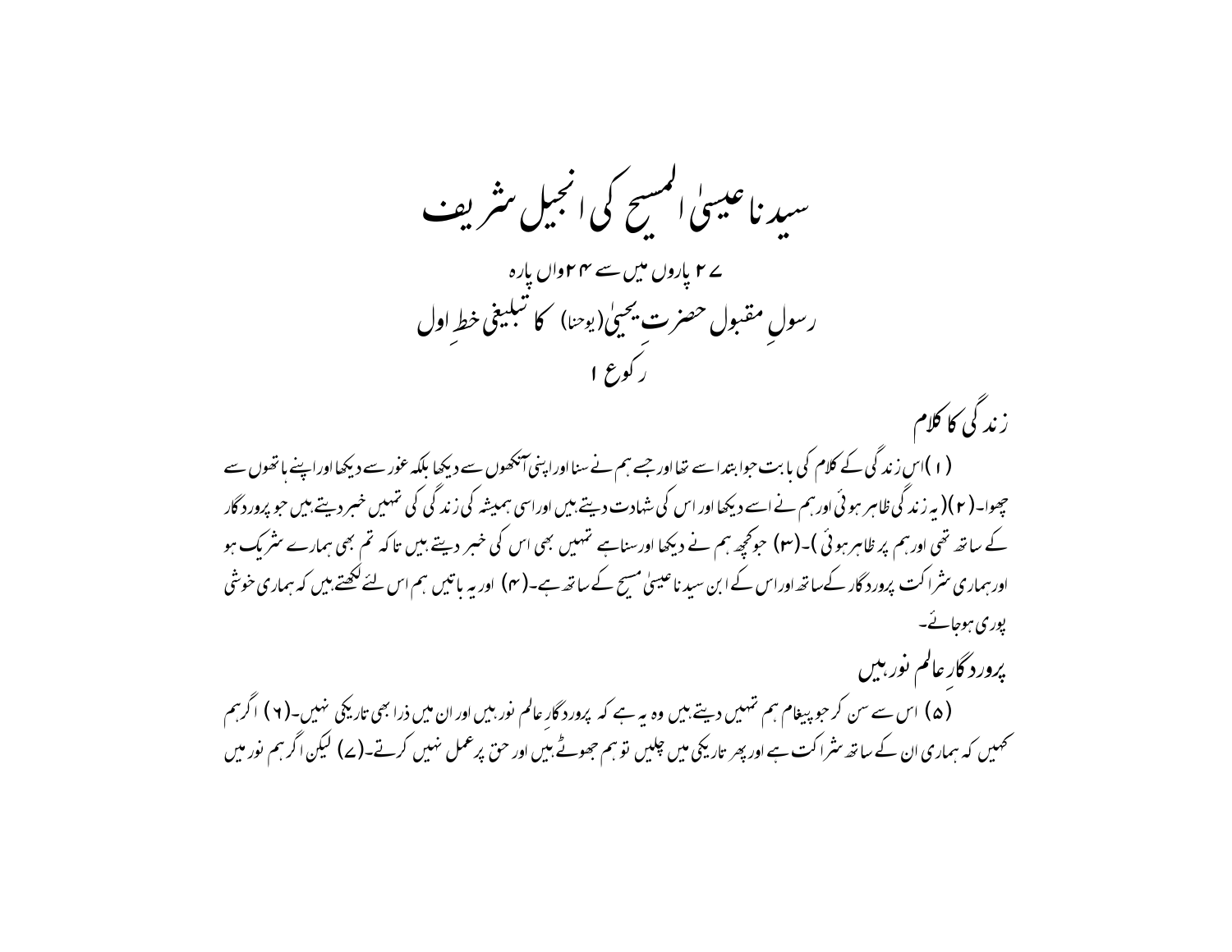# سیدنا عیسیٰ المسیح کی انجیل شریف

## ۲۷ پاروں میں سے ۲۴واں پارہ

## رسولِ مقبول حضرت یحییٰ (یوحنا) کا تبلیغی خطِ اول

### رکوع ۱

### زندگی کا کلام

(۱) اس زندگی کے کلام کی بابت جو ابتدا سے تھا اور جسے ہم نے سنا اور اپنی آنکھوں سے دیکھا بلکہ غور سے دیکھا اور اپنے ہاتھوں سے چھوا۔(۲) (یہ زندگی ظاہر ہوئی اور ہم نے اسے دیکھا اور اس کی شہادت دیتے ہیں اور اسی ہمیشہ کی زندگی کی تمہیں خبر دیتے ہیں جو پروردگار کے ساتھ تھی اور ہم پر ظاہر ہوئی)۔(۳) جو کچھ ہم نے دیکھا اور سنا ہے تمہیں بھی اس کی خبر دیتے ہیں تاکہ تم بھی ہمارے شریک ہو اور ہماری شراکت پروردگار کے ساتھ اور اس کے ابن سیدنا عیسیٰ مسیح کے ساتھ ہے۔(۴) اور یہ باتیں ہم اس لئے لکھتے ہیں کہ ہماری خوشی پوری ہوجائے۔

### پروردگارِ عالم نور ہیں

(۵) اس سے سن کر جو پیغام ہم تمہیں دیتے ہیں وہ یہ ہے کہ پروردگارِ عالم نور ہیں اور ان میں ذرا بھی تاریکی نہیں۔(۶) اگر ہم کہیں کہ ہماری ان کے ساتھ شراکت ہے اور پھر تاریکی میں چلیں تو ہم جھوٹے ہیں اور حق پر عمل نہیں کرتے۔(۷) لیکن اگر ہم نور میں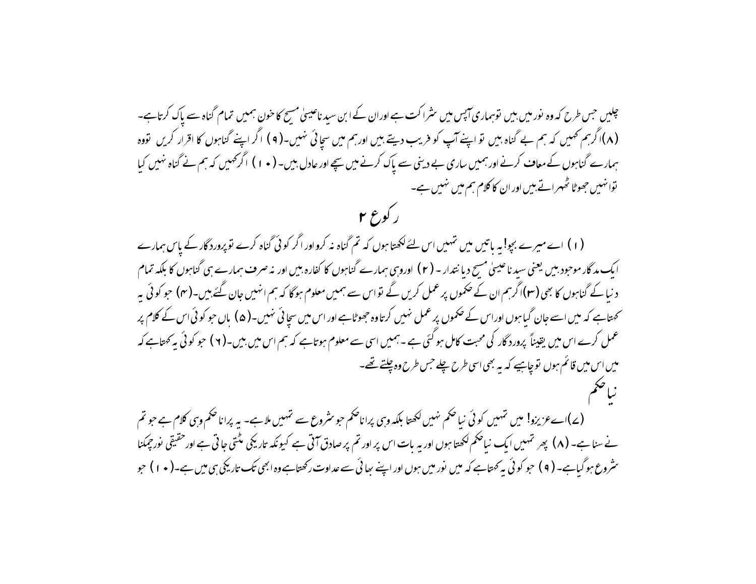چلیں جس طرح کہ وہ نور میں ہیں توہماری آپس میں شراکت ہے اوران کے ابن سید نا عیسیٰ مسیح کا خون ہمیں تمام گناہ سے پاک کرتا ہے۔ (۸)اگرہم کہیں کہ ہم بے گناہ ہیں تو اپنے آپ کو فریب دیتے ہیں اورہم میں سچائی نہیں۔(۹) اگر اپنے گناہوں کا اقرار کریں تووہ ہمارے گناہوں کے معاف کرنے اورہمیں ساری بے دینی سے پاک کرنے میں سچے اور عادل ہیں۔(۱۰) اگرکہیں کہ ہم نے گناہ نہیں کیا توانہیں جھوٹا ٹھہراتے ہیں اور ان کا کلام ہم میں نہیں ہے۔

## رکوع ۲

(۱) اے میرے بچو! یہ باتیں میں تمہیں اس لئے لکھتا ہوں کہ تم گناہ نہ کرو اور اگر کوئی گناہ کرے توپروردگار کے پاس ہمارے ایک مدگار موجود ہیں یعنی سید نا عیسیٰ مسیح دیانتدار۔(۲) اوروہی ہمارے گناہوں کا کفارہ ہیں اور نہ صرف ہمارے ہی گناہوں کا بلکہ تمام دنیا کے گناہوں کا بھی (۳)اگرہم ان کے حکموں پر عمل کریں گے تو اس سے ہمیں معلوم ہوگا کہ ہم انہیں جان گئے ہیں۔(۴) جو کوئی یہ کہتاہے کہ میں اسے جان گیا ہوں اوراس کے حکموں پر عمل نہیں کرتا وہ جھوٹا ہے اور اس میں سچائی نہیں۔(۵) ہاں جو کوئی اس کے کلام پر عمل کرے اس میں یقیناً پروردگار کی محبت کامل ہوگئی ہے۔ہمیں اسی سے معلوم ہوتاہے کہ ہم اس میں ہیں۔(۶) جو کوئی یہ کہتاہے کہ میں اس میں قائم ہوں تو چاہیے کہ یہ بھی اسی طرح چلے جس طرح وہ چلتے تھے۔

### نیا حکم

(۷)اے عزیزو! میں تمہیں کوئی نیا حکم نہیں لکھتا بلکہ وہی پرانا حکم جو شروع سے تمہیں ملا ہے۔ یہ پرانا حکم وہی کلام ہے جو تم نے سنا ہے۔(۸) پھر تمہیں ایک نیا حکم لکھتا ہوں اور یہ بات اس پر اور تم پر صادق آتی ہے کیونکہ تاریکی مٹتی جاتی ہے اور حقیقی نورچمکنا شروع ہوگیا ہے۔(۹) جو کوئی یہ کہتاہے کہ میں نور میں ہوں اور اپنے بھائی سے عداوت رکھتا ہے وہ ابھی تک تاریکی ہی میں ہے۔(۱۰) جو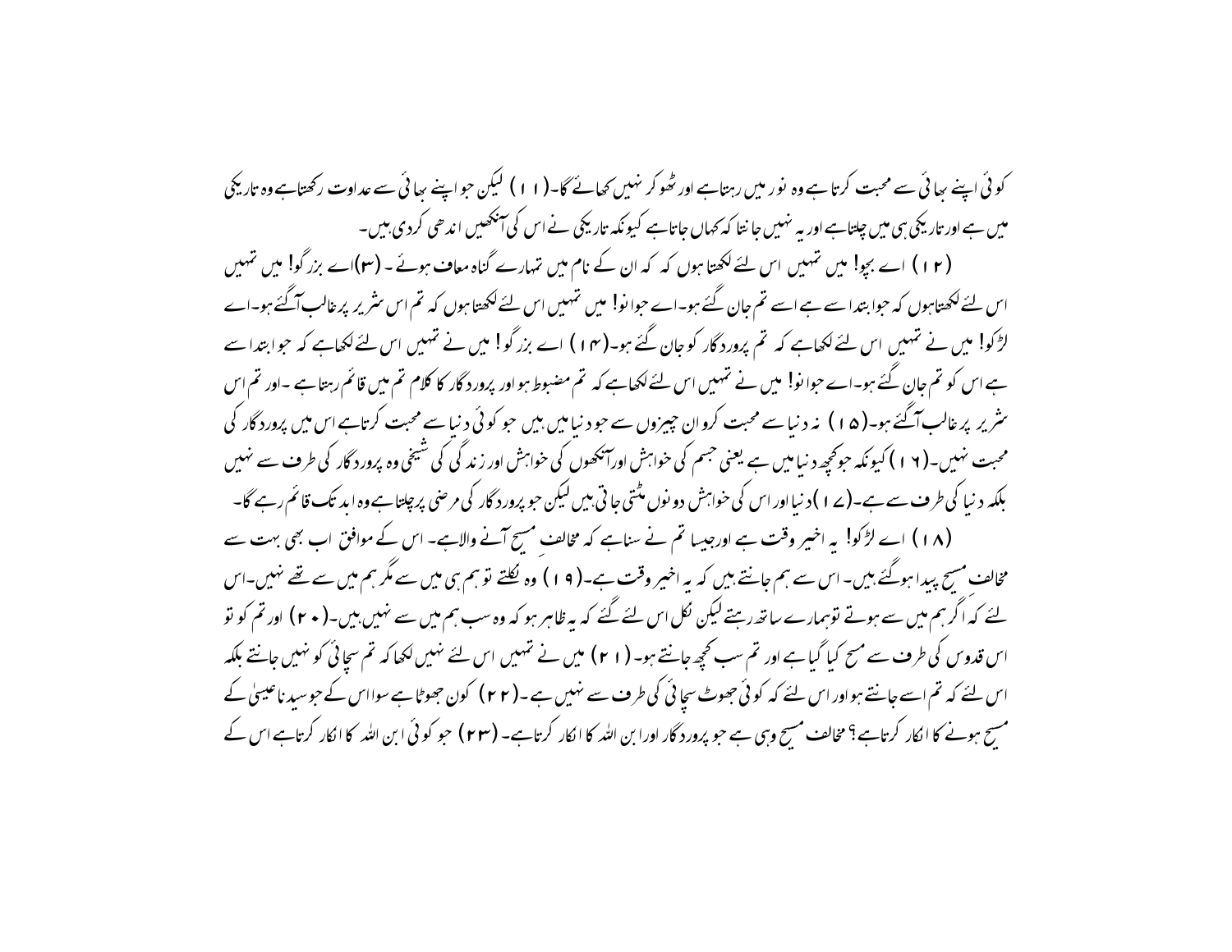کوئی اپنے بھائی سے محبت کرتا ہے وہ نور میں رہتا ہے اور ٹھوکر نہیں کھائے گا۔(۱۱) لیکن جو اپنے بھائی سے عداوت رکھتا ہے وہ تاریکی میں ہے اور تاریکی ہی میں چلتا ہے اور یہ نہیں جانتا کہ کہاں جاتا ہے کیونکہ تاریکی نے اس کی آنکھیں اندھی کردی ہیں۔

(۱۲) اے بچو! میں تمہیں اس لئے لکھتا ہوں کہ کہ ان کے نام میں تمہارے گناہ معاف ہوئے ۔ (۱۳)اے بزرگو! میں تمہیں اس لئے لکھتاہوں کہ جو ابتدا سے ہے اسے تم جان گئے ہو۔اے جوانو! میں تمہیں اس لئے لکھتاہوں کہ تم اس شریر پر غالب آگئے ہو۔اے لڑکو! میں نے تمہیں اس لئے لکھاہے کہ تم پروردگار کو جان گئے ہو۔(۱۴) اے بزرگو! میں نے تمہیں اس لئے لکھاہے کہ جو ابتدا سے ہے اس کو تم جان گئے ہو۔اے جوانو! میں نے تمہیں اس لئے لکھاہے کہ تم مضبوط ہو اور پروردگار کا کلام تم میں قائم رہتا ہے ۔اور تم اس شریر پر غالب آگئے ہو۔(۱۵) نہ دنیا سے محبت کرو ان چیزوں سے جو دنیا میں ہیں جو کوئی دنیا سے محبت کرتاہے اس میں پروردگار کی محبت نہیں۔(۱۶) کیونکہ جو کچھ دنیا میں ہے یعنی جسم کی خواہش اورآنکھوں کی خواہش اور زندگی کی شیخی وہ پروردگار کی طرف سے نہیں بلکہ دنیا کی طرف سے ہے۔(۱۷) دنیا اور اس کی خواہش دونوں مٹتی جاتی ہیں لیکن جو پروردگار کی مرضی پر چلتاہے وہ ابد تک قائم رہے گا۔

(۱۸) اے لڑکو! یہ اخیر وقت ہے اورجیسا تم نے سناہے کہ مخالف مسیح آنے والاہے۔ اس کے موافق اب بھی بہت سے مخالف مسیح پیدا ہوگئے ہیں۔ اس سے ہم جانتے ہیں کہ یہ اخیر وقت ہے۔(۱۹) وہ نکلتے تو ہم ہی میں سے مگر ہم میں سے تھے نہیں۔اس لئے کہ اگر ہم میں سے ہوتے توہمارے ساتھ رہتے لیکن نکل اس لئے گئے کہ یہ ظاہر ہو کہ وہ سب ہم میں سے نہیں ہیں۔(۲۰) اور تم کو تو اس قدوس کی طرف سے مسح کیا گیا ہے اور تم سب کچھ جانتے ہو۔(۲۱) میں نے تمہیں اس لئے نہیں لکھا کہ تم سچائی کو نہیں جانتے بلکہ اس لئے کہ تم اسے جانتے ہو اور اس لئے کہ کوئی جھوٹ سچائی کی طرف سے نہیں ہے۔(۲۲) کون جھوٹا ہے سوا اس کے جو سیدنا عیسیٰ کے مسیح ہونے کا انکار کرتاہے؟ مخالف مسیح وہی ہے جو پروردگار اور ابن اللہ کا انکار کرتاہے۔(۲۳) جو کوئی ابن اللہ کا انکار کرتاہے اس کے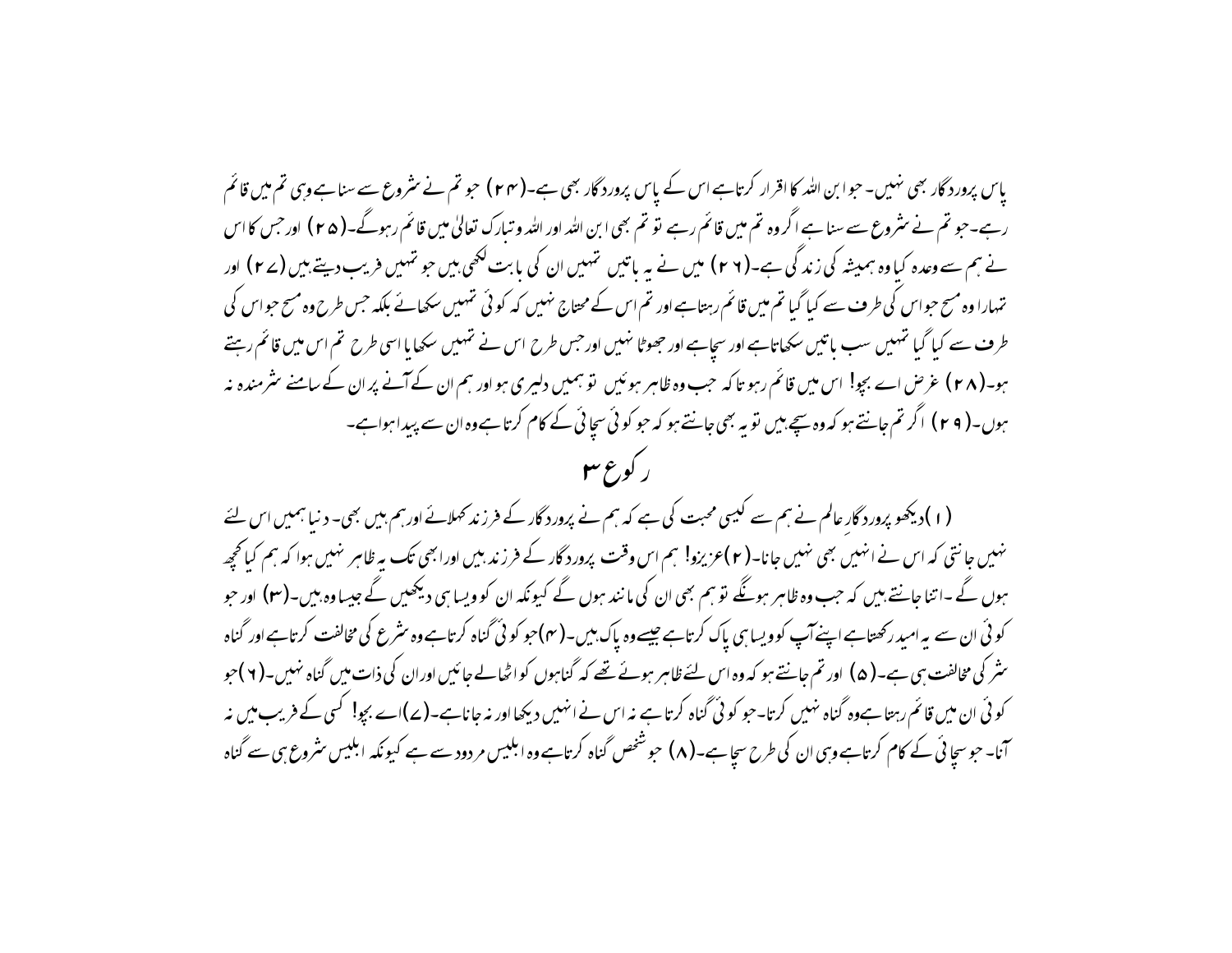پاس پروردگار بھی نہیں۔ جو ابن اللہ کا اقرار کرتا ہے اس کے پاس پروردگار بھی ہے۔(۲۴) جو تم نے شروع سے سنا ہے وہی تم میں قائم رہے۔ جو تم نے شروع سے سنا ہے اگر وہ تم میں قائم رہے تو تم بھی ابن اللہ اور اللہ وتبارک تعالیٰ میں قائم رہوگے۔(۲۵) اور جس کا اس نے ہم سے وعدہ کیا وہ ہمیشہ کی زندگی ہے۔(۲۶) میں نے یہ باتیں تمہیں ان کی بابت لکھی ہیں جو تمہیں فریب دیتے ہیں (۲۷) اور تمہارا وہ مسح جو اس کی طرف سے کیا گیا تم میں قائم رہتا ہے اور تم اس کے محتاج نہیں کہ کوئی تمہیں سکھائے بلکہ جس طرح وہ مسح جو اس کی طرف سے کیا گیا تمہیں سب باتیں سکھاتا ہے اور سچا ہے اور جھوٹا نہیں اور جس طرح اس نے تمہیں سکھایا اسی طرح تم اس میں قائم رہتے ہو۔(۲۸) غرض اے بچو! اس میں قائم رہو تاکہ جب وہ ظاہر ہوئیں تو ہمیں دلیری ہو اور ہم ان کے آنے پر ان کے سامنے شرمندہ نہ ہوں۔(۲۹) اگر تم جانتے ہو کہ وہ سچے ہیں تو یہ بھی جانتے ہو کہ جو کوئی سچائی کے کام کرتا ہے وہ ان سے پیدا ہوا ہے۔

## رکوع ۳

(۱) دیکھو پروردگارِ عالم نے ہم سے کیسی محبت کی ہے کہ ہم نے پروردگار کے فرزند کہلائے اور ہم ہیں بھی۔ دنیا ہمیں اس لئے نہیں جانتی کہ اس نے انہیں بھی نہیں جانا۔(۲) عزیزو! ہم اس وقت پروردگار کے فرزند ہیں اور ابھی تک یہ ظاہر نہیں ہوا کہ ہم کیا کچھ ہوں گے۔ اتنا جانتے ہیں کہ جب وہ ظاہر ہونگے تو ہم بھی ان کی مانند ہوں گے کیونکہ ان کو ویسا ہی دیکھیں گے جیسا وہ ہیں۔(۳) اور جو کوئی ان سے یہ امید رکھتا ہے اپنے آپ کو ویسا ہی پاک کرتا ہے جیسے وہ پاک ہیں۔(۴) جو کوئی گناہ کرتا ہے وہ شرع کی مخالفت کرتا ہے اور گناہ شرع کی مخالفت ہی ہے۔(۵) اور تم جانتے ہو کہ وہ اس لئے ظاہر ہوئے تھے کہ گناہوں کو اٹھالے جائیں اور ان کی ذات میں گناہ نہیں۔(۶) جو کوئی ان میں قائم رہتا ہے وہ گناہ نہیں کرتا۔ جو کوئی گناہ کرتا ہے نہ اس نے انہیں دیکھا اور نہ جانا ہے۔(۷) اے بچو! کسی کے فریب میں نہ آنا۔ جو سچائی کے کام کرتا ہے وہی ان کی طرح سچا ہے۔(۸) جو شخص گناہ کرتا ہے وہ ابلیس مردود سے ہے کیونکہ ابلیس شروع ہی سے گناہ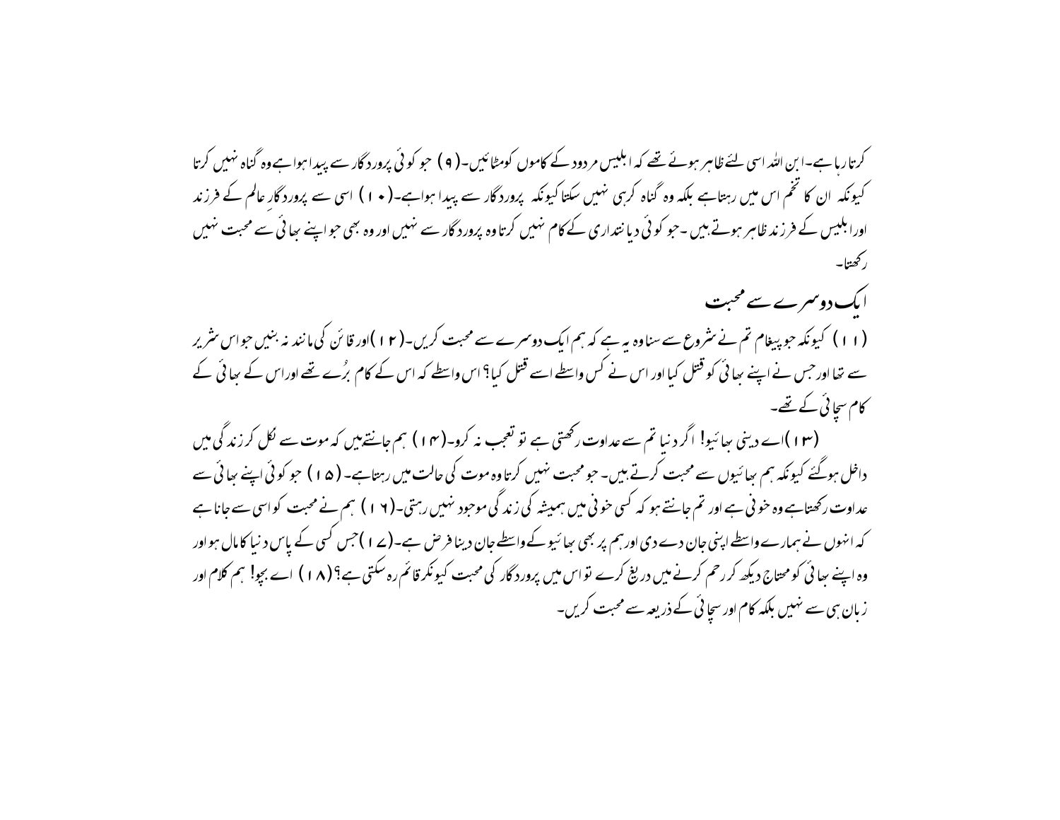کرتا رہا ہے۔ابن اللہ اسی لئے ظاہر ہوئے تھے کہ ابلیس مردود کے کاموں کو مٹائیں۔(۹) جو کوئی پروردگار سے پیدا ہوا ہے وہ گناہ نہیں کرتا کیونکہ ان کا تخم اس میں رہتاہے بلکہ وہ گناہ کرہی نہیں سکتا کیونکہ پروردگار سے پیدا ہوا ہے۔(۱۰) اسی سے پروردگار عالم کے فرزند اور ابلیس کے فرزند ظاہر ہوتے ہیں ۔جو کوئی دیانتداری کے کام نہیں کرتا وہ پروردگار سے نہیں اور وہ بھی جو اپنے بھائی سے محبت نہیں رکھتا۔

## ایک دوسرے سے محبت

(۱۱) کیونکہ جو پیغام تم نے شروع سے سنا وہ یہ ہے کہ ہم ایک دوسرے سے محبت کریں۔(۱۲)اور قائن کی مانند نہ بنیں جو اس شریر سے تھا اور جس نے اپنے بھائی کو قتل کیا اور اس نے کس واسطے اسے قتل کیا؟ اس واسطے کہ اس کے کام بُرے تھے اور اس کے بھائی کے کام سچائی کے تھے۔

(۱۳)اے دینی بھائیو! اگر دنیا تم سے عداوت رکھتی ہے تو تعجب نہ کرو۔(۱۴) ہم جانتےہیں کہ موت سے نکل کر زندگی میں داخل ہوگئے کیونکہ ہم بھائیوں سے محبت کرتے ہیں۔ جو محبت نہیں کرتا وہ موت کی حالت میں رہتاہے۔(۱۵) جو کوئی اپنے بھائی سے عداوت رکھتاہے وہ خونی ہے اور تم جانتے ہو کہ کسی خونی میں ہمیشہ کی زندگی موجود نہیں رہتی۔(۱۶) ہم نے محبت کو اسی سے جانا ہے کہ انہوں نے ہمارے واسطے اپنی جان دے دی اور ہم پر بھی بھائیو کے واسطے جان دینا فرض ہے۔(۱۷)جس کسی کے پاس دنیا کا مال ہو اور وہ اپنے بھائی کو محتاج دیکھ کر رحم کرنے میں دریغ کرے تو اس میں پروردگار کی محبت کیونکر قائم رہ سکتی ہے؟(۱۸) اے بچو! ہم کلام اور زبان ہی سے نہیں بلکہ کام اور سچائی کے ذریعہ سے محبت کریں۔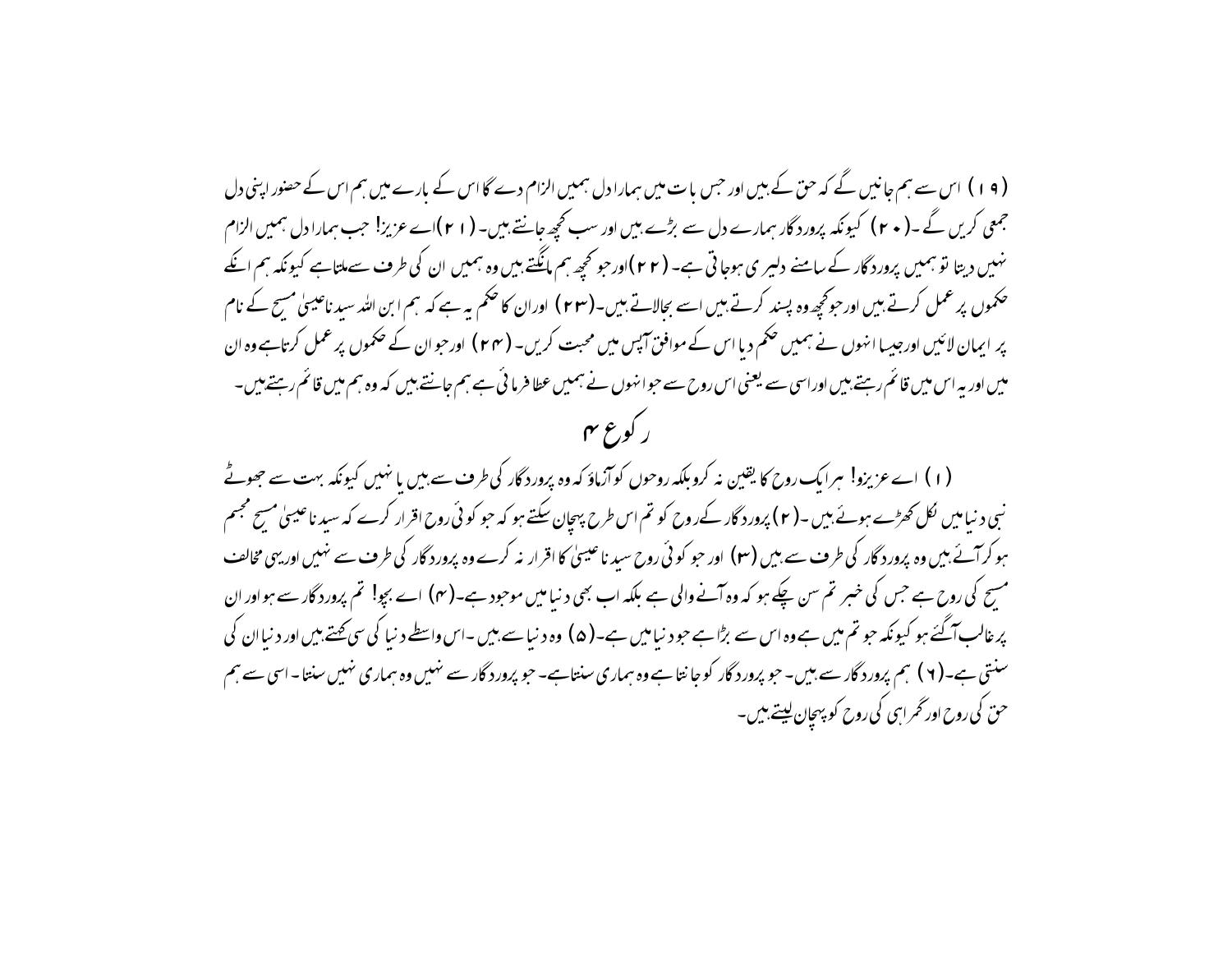(۱۹) اس سے ہم جانیں گے کہ حق کے ہیں اور جس بات میں ہمارا دل ہمیں الزام دے گا اس کے بارے میں ہم اس کے حضور اپنی دل جمعی کریں گے ۔(۲۰) کیونکہ پروردگار ہمارے دل سے بڑے ہیں اور سب کچھ جانتے ہیں۔ (۲۱)اے عزیزو! جب ہمارا دل ہمیں الزام نہیں دیتا تو ہمیں پروردگار کے سامنے دلیری ہوجاتی ہے۔ (۲۲)اور جو کچھ ہم مانگتے ہیں وہ ہمیں ان کی طرف سے ملتاہے کیونکہ ہم انکے حکموں پر عمل کرتے ہیں اور جو کچھ وہ پسند کرتے ہیں اسے بجالاتے ہیں۔(۲۳) اوران کا حکم یہ ہے کہ ہم ابن اللہ سیدنا عیسیٰ مسیح کے نام پر ایمان لائیں اور جیسا انہوں نے ہمیں حکم دیا اس کے موافق آپس میں محبت کریں۔ (۲۴) اور جو ان کے حکموں پر عمل کرتاہے وہ ان میں اور یہ اس میں قائم رہتے ہیں اور اسی سے یعنی اس روح سے جو انہوں نے ہمیں عطا فرمائی ہے ہم جانتے ہیں کہ وہ ہم میں قائم رہتے ہیں۔

## رکوع ۴

(۱) اے عزیزو! ہر ایک روح کا یقین نہ کرو بلکہ روحوں کو آزماؤ کہ وہ پروردگار کی طرف سے ہیں یا نہیں کیونکہ بہت سے جھوٹے نبی دنیا میں نکل کھڑے ہوئے ہیں ۔(۲) پروردگار کے روح کو تم اس طرح پہچان سکتے ہو کہ جو کوئی روح اقرار کرے کہ سیدنا عیسیٰ مسیح مجسم ہو کر آئے ہیں وہ پروردگار کی طرف سے ہیں (۳) اور جو کوئی روح سیدنا عیسیٰ کا اقرار نہ کرے وہ پروردگار کی طرف سے نہیں اور یہی مخالف مسیح کی روح ہے جس کی خبر تم سن چکے ہو کہ وہ آنے والی ہے بلکہ اب بھی دنیا میں موجود ہے۔(۴) اے بچو! تم پروردگار سے ہو اور ان پر غالب آگئے ہو کیونکہ جو تم میں ہے وہ اس سے بڑا ہے جو دنیا میں ہے۔(۵) وہ دنیا سے ہیں ۔اس واسطے دنیا کی سی کہتے ہیں اور دنیا ان کی سنتی ہے۔(۶) ہم پروردگار سے ہیں۔ جو پروردگار کو جانتا ہے وہ ہماری سنتاہے۔ جو پروردگار سے نہیں وہ ہماری نہیں سنتا۔ اسی سے ہم حق کی روح اور گمراہی کی روح کو پہچان لیتے ہیں۔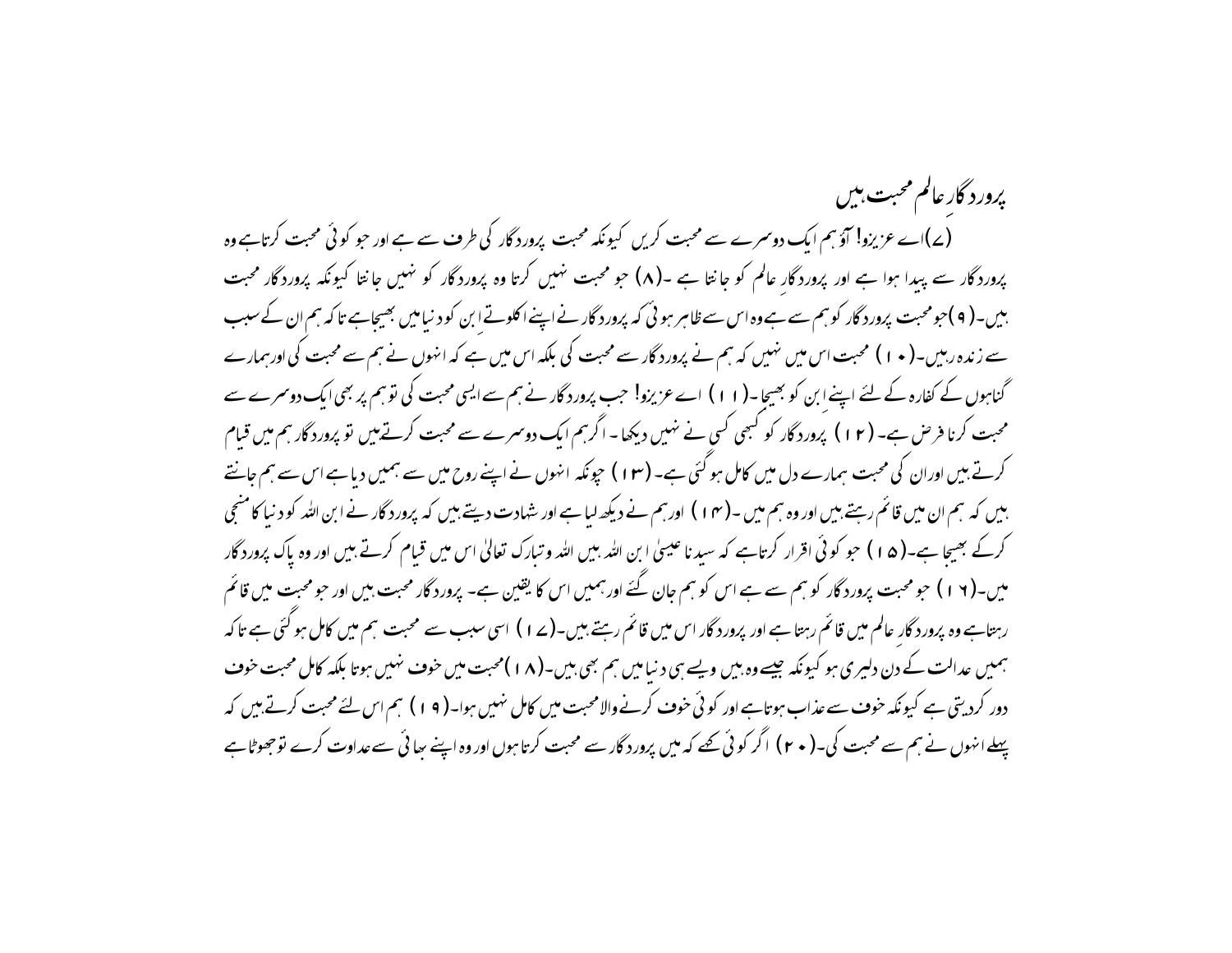## پروردگارِ عالم محبت ہیں

(۷)اے عزیزو! آؤ ہم ایک دوسرے سے محبت کریں کیونکہ محبت پروردگار کی طرف سے ہے اور جو کوئی محبت کرتاہے وہ پروردگار سے پیدا ہوا ہے اور پروردگارِ عالم کو جانتا ہے ۔(۸) جو محبت نہیں کرتا وہ پروردگار کو نہیں جانتا کیونکہ پروردگار محبت ہیں۔(۹)جو محبت پروردگار کو ہم سے ہے وہ اس سے ظاہر ہوئی کہ پروردگار نے اپنے اکلوتے ابن کو دنیا میں بھیجاہے تا کہ ہم ان کے سبب سے زندہ رہیں۔(۱۰) محبت اس میں نہیں کہ ہم نے پروردگار سے محبت کی بلکہ اس میں ہے کہ انہوں نے ہم سے محبت کی اورہمارے گناہوں کے کفارہ کے لئے اپنے ابن کو بھیجا۔(۱۱) اے عزیزو! جب پروردگار نے ہم سے ایسی محبت کی تو ہم پر بھی ایک دوسرے سے محبت کرنا فرض ہے۔ (۱۲) پروردگار کو کبھی کسی نے نہیں دیکھا ۔ اگرہم ایک دوسرے سے محبت کرتےہیں تو پروردگار ہم میں قیام کرتے ہیں اوران کی محبت ہمارے دل میں کامل ہو گئی ہے۔ (۱۳) چونکہ انہوں نے اپنے روح میں سے ہمیں دیاہے اس سے ہم جانتے ہیں کہ ہم ان میں قائم رہتے ہیں اور وہ ہم میں ۔(۱۴) اورہم نے دیکھ لیا ہے اور شہادت دیتے ہیں کہ پروردگار نے ابن اللہ کو دنیا کا منجی کرکے بھیجا ہے۔(۱۵) جو کوئی اقرار کرتاہے کہ سیدنا عیسیٰ ابن اللہ ہیں اللہ وتبارک تعالیٰ اس میں قیام کرتے ہیں اور وہ پاک پروردگار میں۔(۱۶) جو محبت پروردگار کو ہم سے ہے اس کو ہم جان گئے اورہمیں اس کا یقین ہے۔ پروردگار محبت ہیں اور جو محبت میں قائم رہتاہے وہ پروردگار عالم میں قائم رہتا ہے اور پروردگار اس میں قائم رہتے ہیں۔(۱۷) اسی سبب سے محبت ہم میں کامل ہو گئی ہے تا کہ ہمیں عدالت کے دن دلیری ہو کیونکہ جیسے وہ ہیں ویسے ہی دنیا میں ہم بھی ہیں۔(۱۸)محبت میں خوف نہیں ہوتا بلکہ کامل محبت خوف دور کردیتی ہے کیونکہ خوف سے عذاب ہوتاہے اور کوئی خوف کرنے والامحبت میں کامل نہیں ہوا۔(۱۹) ہم اس لئے محبت کرتے ہیں کہ پہلے انہوں نے ہم سے محبت کی۔(۲۰) اگر کوئی کہے کہ میں پروردگار سے محبت کرتاہوں اور وہ اپنے بھائی سے عداوت کرے تو جھوٹا ہے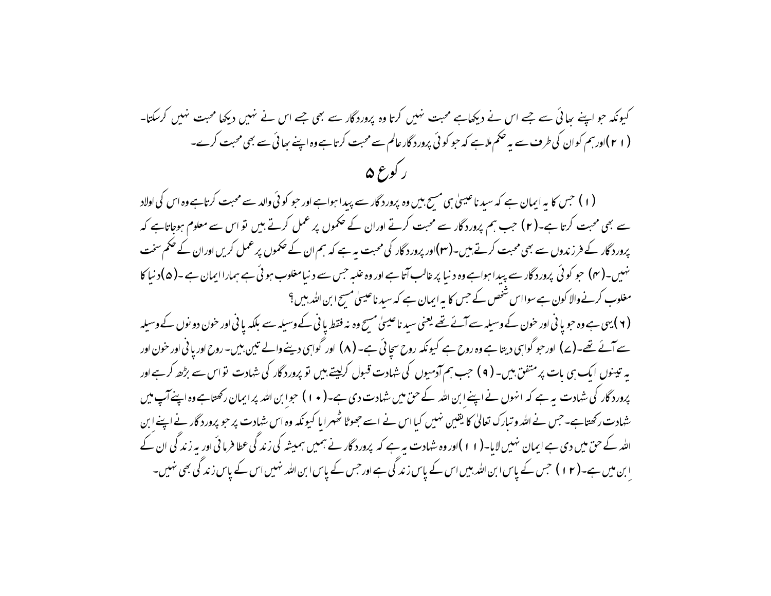کیونکہ جو اپنے بھائی سے جسے اس نے دیکھا ہے محبت نہیں کرتا وہ پروردگار سے بھی جسے اس نے نہیں دیکھا محبت نہیں کرسکتا۔ (۲۱)اور ہم کو ان کی طرف سے یہ حکم ملا ہے کہ جو کوئی پروردگار عالم سے محبت کرتا ہے وہ اپنے بھائی سے بھی محبت کرے۔

## رکوع ۵

(۱) جس کا یہ ایمان ہے کہ سیدنا عیسیٰ ہی مسیح ہیں وہ پروردگار سے پیدا ہوا ہے اور جو کوئی والد سے محبت کرتا ہے وہ اس کی اولاد سے بھی محبت کرتا ہے۔(۲) جب ہم پروردگار سے محبت کرتے اوران کے حکموں پر عمل کرتے ہیں تو اس سے معلوم ہوجاتا ہے کہ پروردگار کے فرزندوں سے بھی محبت کرتے ہیں۔(۳)اور پروردگار کی محبت یہ ہے کہ ہم ان کے حکموں پر عمل کریں اوران کے حکم سخت نہیں۔(۴) جو کوئی پروردگار سے پیدا ہوا ہے وہ دنیا پر غالب آتا ہے اور وہ غلبہ جس سے دنیا مغلوب ہوئی ہے ہمارا ایمان ہے ۔(۵)دنیا کا مغلوب کرنے والا کون ہے سوا اس شخص کے جس کا یہ ایمان ہے کہ سیدنا عیسیٰ مسیح ابن اللہ ہیں؟

(۶)یہی ہے وہ جو پانی اور خون کے وسیلہ سے آئے تھے یعنی سیدنا عیسیٰ مسیح وہ نہ فقط پانی کے وسیلہ سے بلکہ پانی اور خون دونوں کے وسیلہ سے آئے تھے۔(۷) اور جو گواہی دیتا ہے وہ روح ہے کیونکہ روح سچائی ہے۔(۸) اور گواہی دینے والے تین ہیں۔ روح اور پانی اور خون اور یہ تینوں ایک ہی بات پر متفق ہیں۔(۹) جب ہم آدمیوں کی شہادت قبول کرلیتے ہیں تو پروردگار کی شہادت تو اس سے بڑھ کر ہے اور پروردگار کی شہادت یہ ہے کہ انہوں نے اپنے ابن اللہ کے حق میں شہادت دی ہے۔(۱۰) جو ابن اللہ پر ایمان رکھتا ہے وہ اپنے آپ میں شہادت رکھتا ہے۔ جس نے اللہ وتبارک تعالیٰ کا یقین نہیں کیا اس نے اسے جھوٹا ٹھہرایا کیونکہ وہ اس شہادت پر جو پروردگار نے اپنے ابن اللہ کے حق میں دی ہے ایمان نہیں لایا۔(۱۱)اور وہ شہادت یہ ہے کہ پروردگار نے ہمیں ہمیشہ کی زندگی عطا فرمائی اور یہ زندگی ان کے ابن میں ہے۔(۱۲) جس کے پاس ابن اللہ ہیں اس کے پاس زندگی ہے اور جس کے پاس ابن اللہ نہیں اس کے پاس زندگی بھی نہیں۔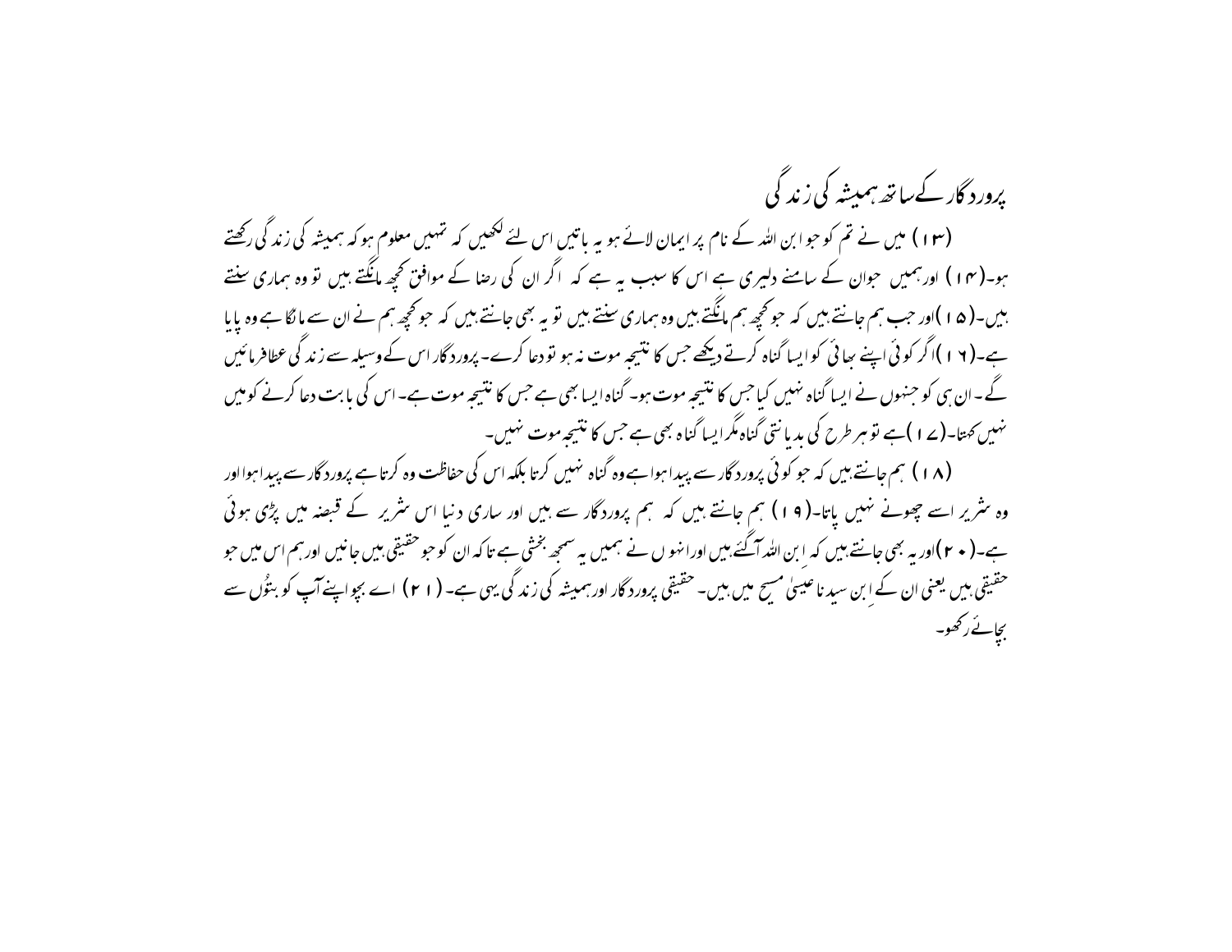## پروردگار کے ساتھ ہمیشہ کی زندگی

(۱۳) میں نے تم کو جو ابن اللہ کے نام پر ایمان لائے ہو یہ باتیں اس لئے لکھیں کہ تمہیں معلوم ہو کہ ہمیشہ کی زندگی رکھتے ہو۔(۱۴) اور ہمیں جوان کے سامنے دلیری ہے اس کا سبب یہ ہے کہ اگر ان کی رضا کے موافق کچھ مانگتے ہیں تو وہ ہماری سنتے ہیں۔(۱۵) اور جب ہم جانتے ہیں کہ جو کچھ ہم مانگتے ہیں وہ ہماری سنتے ہیں تو یہ بھی جانتے ہیں کہ جو کچھ ہم نے ان سے مانگا ہے وہ پایا ہے۔(۱۶) اگر کوئی اپنے بھائی کو ایسا گناہ کرتے دیکھے جس کا نتیجہ موت نہ ہو تو دعا کرے۔ پروردگار اس کے وسیلہ سے زندگی عطافرمائیں گے ۔ ان ہی کو جنہوں نے ایسا گناہ نہیں کیا جس کا نتیجہ موت ہو۔ گناہ ایسا بھی ہے جس کا نتیجہ موت ہے۔ اس کی بابت دعا کرنے کو میں نہیں کہتا۔(۱۷) ہے تو ہر طرح کی بدیانتی گناہ مگر ایسا گناہ بھی ہے جس کا نتیجہ موت نہیں۔

(۱۸) ہم جانتے ہیں کہ جو کوئی پروردگار سے پیدا ہوا ہے وہ گناہ نہیں کرتا بلکہ اس کی حفاظت وہ کرتا ہے پروردگار سے پیدا ہوا اور وہ شریر اسے چھونے نہیں پاتا۔(۱۹) ہم جانتے ہیں کہ ہم پروردگار سے ہیں اور ساری دنیا اس شریر کے قبضہ میں پڑی ہوئی ہے۔(۲۰) اور یہ بھی جانتے ہیں کہ ابن اللہ آگئے ہیں اورانہوں نے ہمیں یہ سمجھ بخشی ہے تاکہ ان کو جو حقیقی ہیں جانیں اور ہم اس میں جو حقیقی ہیں یعنی ان کے اِبن سیدنا عیسیٰ مسیح میں ہیں۔ حقیقی پروردگار اور ہمیشہ کی زندگی یہی ہے۔ (۲۱) اے بچو اپنے آپ کو بتُوں سے بچائے رکھو۔